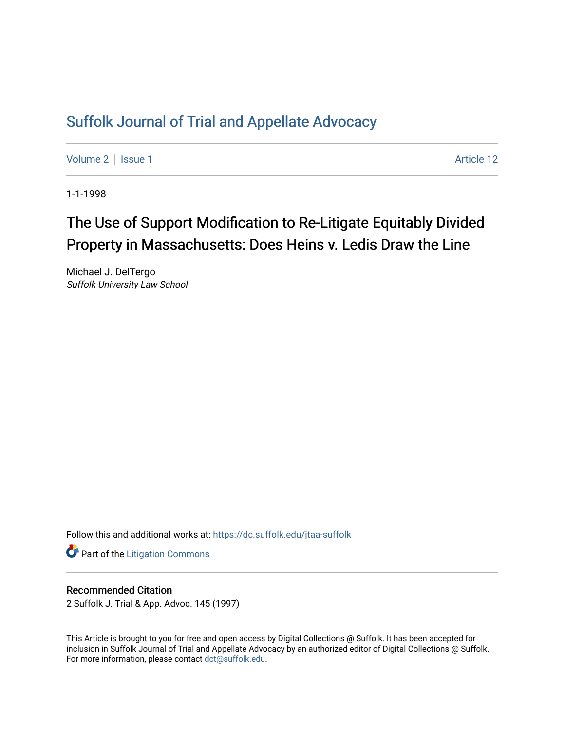# Suffolk Journal of Trial and Appellate Advocacy

Volume 2 | Issue 1 Article 12

1-1-1998

## The Use of Support Modification to Re-Litigate Equitably Divided Property in Massachusetts: Does Heins v. Ledis Draw the Line

Michael J. DelTergo
*Suffolk University Law School*

Follow this and additional works at: https://dc.suffolk.edu/jtaa-suffolk

Part of the Litigation Commons

### Recommended Citation

2 Suffolk J. Trial & App. Advoc. 145 (1997)

This Article is brought to you for free and open access by Digital Collections @ Suffolk. It has been accepted for inclusion in Suffolk Journal of Trial and Appellate Advocacy by an authorized editor of Digital Collections @ Suffolk. For more information, please contact dct@suffolk.edu.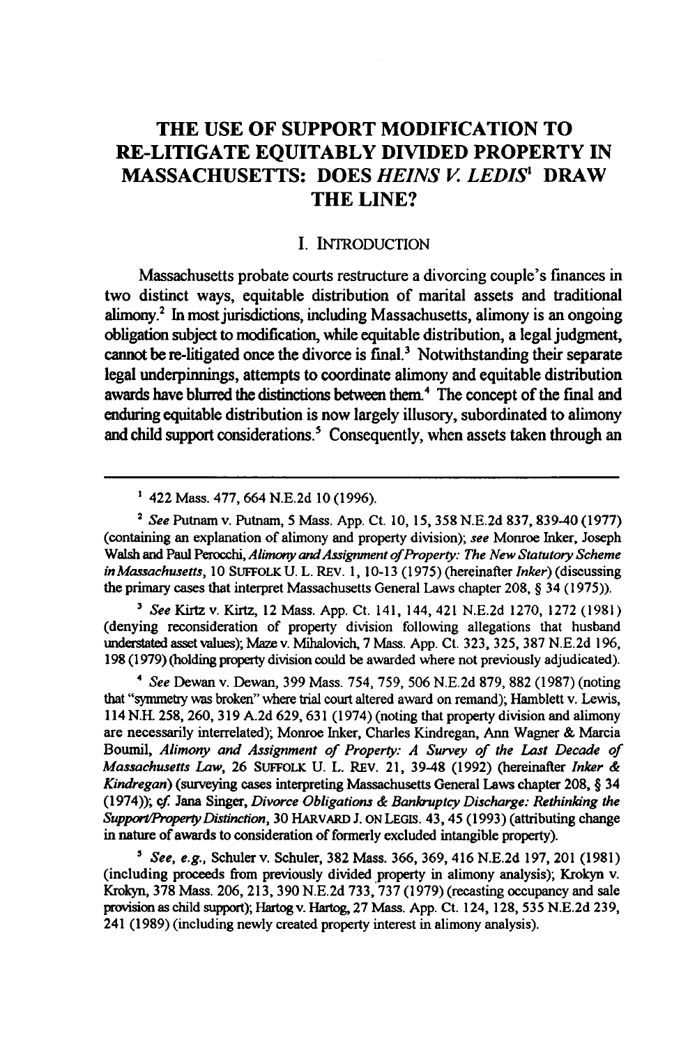# THE USE OF SUPPORT MODIFICATION TO RE-LITIGATE EQUITABLY DIVIDED PROPERTY IN MASSACHUSETTS: DOES *HEINS V. LEDIS*[1] DRAW THE LINE?

## I. INTRODUCTION

Massachusetts probate courts restructure a divorcing couple's finances in two distinct ways, equitable distribution of marital assets and traditional alimony.[2] In most jurisdictions, including Massachusetts, alimony is an ongoing obligation subject to modification, while equitable distribution, a legal judgment, cannot be re-litigated once the divorce is final.[3] Notwithstanding their separate legal underpinnings, attempts to coordinate alimony and equitable distribution awards have blurred the distinctions between them.[4] The concept of the final and enduring equitable distribution is now largely illusory, subordinated to alimony and child support considerations.[5] Consequently, when assets taken through an

---

[1] 422 Mass. 477, 664 N.E.2d 10 (1996).

[2] *See* Putnam v. Putnam, 5 Mass. App. Ct. 10, 15, 358 N.E.2d 837, 839-40 (1977) (containing an explanation of alimony and property division); *see* Monroe Inker, Joseph Walsh and Paul Perocchi, *Alimony and Assignment of Property: The New Statutory Scheme in Massachusetts*, 10 SUFFOLK U. L. REV. 1, 10-13 (1975) (hereinafter *Inker*) (discussing the primary cases that interpret Massachusetts General Laws chapter 208, § 34 (1975)).

[3] *See* Kirtz v. Kirtz, 12 Mass. App. Ct. 141, 144, 421 N.E.2d 1270, 1272 (1981) (denying reconsideration of property division following allegations that husband understated asset values); Maze v. Mihalovich, 7 Mass. App. Ct. 323, 325, 387 N.E.2d 196, 198 (1979) (holding property division could be awarded where not previously adjudicated).

[4] *See* Dewan v. Dewan, 399 Mass. 754, 759, 506 N.E.2d 879, 882 (1987) (noting that "symmetry was broken" where trial court altered award on remand); Hamblett v. Lewis, 114 N.H. 258, 260, 319 A.2d 629, 631 (1974) (noting that property division and alimony are necessarily interrelated); Monroe Inker, Charles Kindregan, Ann Wagner & Marcia Boumil, *Alimony and Assignment of Property: A Survey of the Last Decade of Massachusetts Law*, 26 SUFFOLK U. L. REV. 21, 39-48 (1992) (hereinafter *Inker & Kindregan*) (surveying cases interpreting Massachusetts General Laws chapter 208, § 34 (1974)); *cf.* Jana Singer, *Divorce Obligations & Bankruptcy Discharge: Rethinking the Support/Property Distinction*, 30 HARVARD J. ON LEGIS. 43, 45 (1993) (attributing change in nature of awards to consideration of formerly excluded intangible property).

[5] *See, e.g.*, Schuler v. Schuler, 382 Mass. 366, 369, 416 N.E.2d 197, 201 (1981) (including proceeds from previously divided property in alimony analysis); Krokyn v. Krokyn, 378 Mass. 206, 213, 390 N.E.2d 733, 737 (1979) (recasting occupancy and sale provision as child support); Hartog v. Hartog, 27 Mass. App. Ct. 124, 128, 535 N.E.2d 239, 241 (1989) (including newly created property interest in alimony analysis).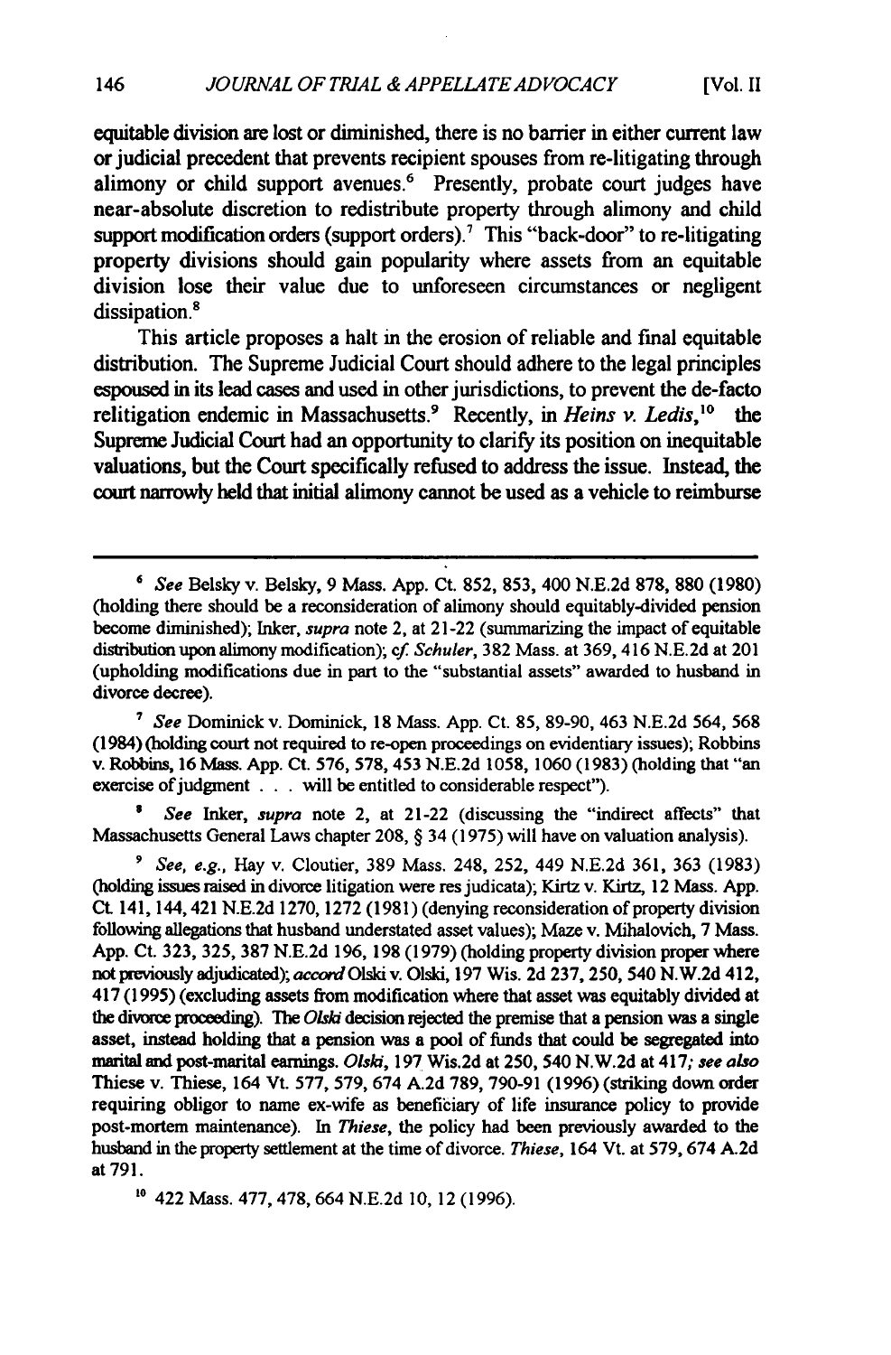equitable division are lost or diminished, there is no barrier in either current law or judicial precedent that prevents recipient spouses from re-litigating through alimony or child support avenues.[6] Presently, probate court judges have near-absolute discretion to redistribute property through alimony and child support modification orders (support orders).[7] This "back-door" to re-litigating property divisions should gain popularity where assets from an equitable division lose their value due to unforeseen circumstances or negligent dissipation.[8]

This article proposes a halt in the erosion of reliable and final equitable distribution. The Supreme Judicial Court should adhere to the legal principles espoused in its lead cases and used in other jurisdictions, to prevent the de-facto relitigation endemic in Massachusetts.[9] Recently, in *Heins v. Ledis*,[10] the Supreme Judicial Court had an opportunity to clarify its position on inequitable valuations, but the Court specifically refused to address the issue. Instead, the court narrowly held that initial alimony cannot be used as a vehicle to reimburse

---

[6] *See* Belsky v. Belsky, 9 Mass. App. Ct. 852, 853, 400 N.E.2d 878, 880 (1980) (holding there should be a reconsideration of alimony should equitably-divided pension become diminished); Inker, *supra* note 2, at 21-22 (summarizing the impact of equitable distribution upon alimony modification); *cf. Schuler*, 382 Mass. at 369, 416 N.E.2d at 201 (upholding modifications due in part to the "substantial assets" awarded to husband in divorce decree).

[7] *See* Dominick v. Dominick, 18 Mass. App. Ct. 85, 89-90, 463 N.E.2d 564, 568 (1984) (holding court not required to re-open proceedings on evidentiary issues); Robbins v. Robbins, 16 Mass. App. Ct. 576, 578, 453 N.E.2d 1058, 1060 (1983) (holding that "an exercise of judgment . . . will be entitled to considerable respect").

[8] *See* Inker, *supra* note 2, at 21-22 (discussing the "indirect affects" that Massachusetts General Laws chapter 208, § 34 (1975) will have on valuation analysis).

[9] *See, e.g.*, Hay v. Cloutier, 389 Mass. 248, 252, 449 N.E.2d 361, 363 (1983) (holding issues raised in divorce litigation were res judicata); Kirtz v. Kirtz, 12 Mass. App. Ct. 141, 144, 421 N.E.2d 1270, 1272 (1981) (denying reconsideration of property division following allegations that husband understated asset values); Maze v. Mihalovich, 7 Mass. App. Ct. 323, 325, 387 N.E.2d 196, 198 (1979) (holding property division proper where not previously adjudicated); *accord* Olski v. Olski, 197 Wis. 2d 237, 250, 540 N.W.2d 412, 417 (1995) (excluding assets from modification where that asset was equitably divided at the divorce proceeding). The *Olski* decision rejected the premise that a pension was a single asset, instead holding that a pension was a pool of funds that could be segregated into marital and post-marital earnings. *Olski*, 197 Wis.2d at 250, 540 N.W.2d at 417; *see also* Thiese v. Thiese, 164 Vt. 577, 579, 674 A.2d 789, 790-91 (1996) (striking down order requiring obligor to name ex-wife as beneficiary of life insurance policy to provide post-mortem maintenance). In *Thiese*, the policy had been previously awarded to the husband in the property settlement at the time of divorce. *Thiese*, 164 Vt. at 579, 674 A.2d at 791.

[10] 422 Mass. 477, 478, 664 N.E.2d 10, 12 (1996).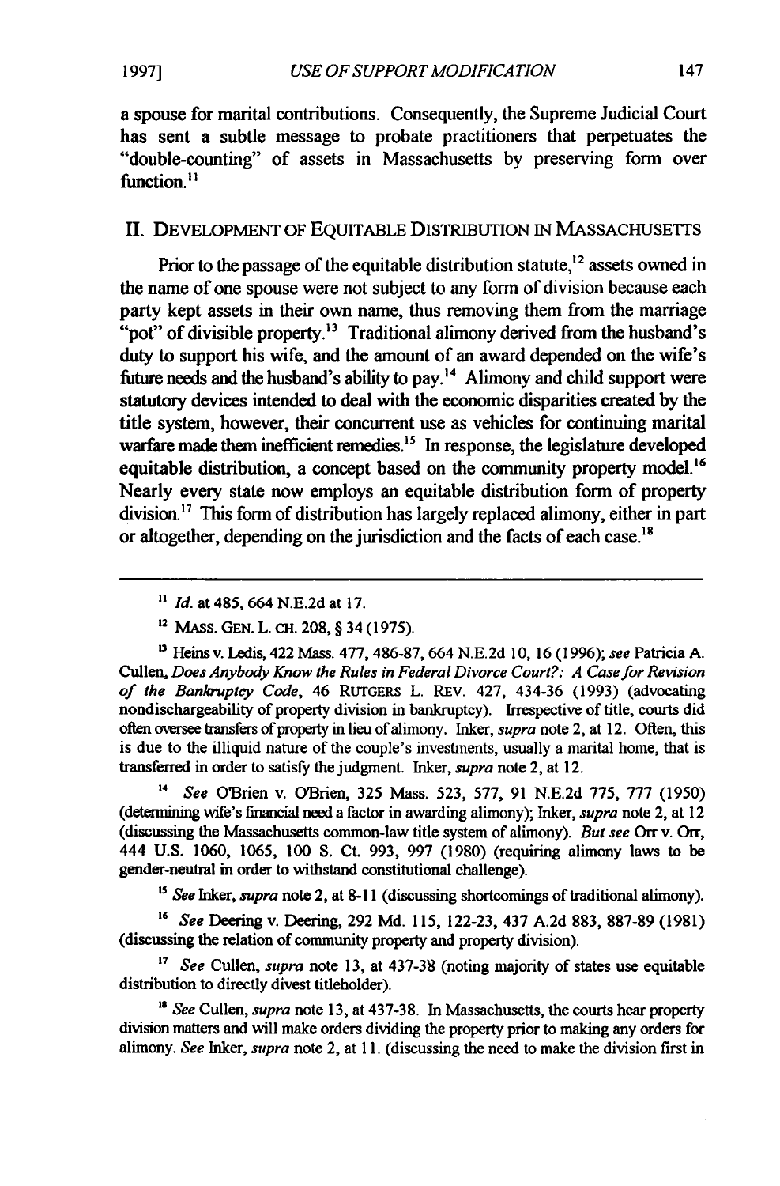a spouse for marital contributions. Consequently, the Supreme Judicial Court has sent a subtle message to probate practitioners that perpetuates the "double-counting" of assets in Massachusetts by preserving form over function.[11]

## II. DEVELOPMENT OF EQUITABLE DISTRIBUTION IN MASSACHUSETTS

Prior to the passage of the equitable distribution statute,[12] assets owned in the name of one spouse were not subject to any form of division because each party kept assets in their own name, thus removing them from the marriage "pot" of divisible property.[13] Traditional alimony derived from the husband's duty to support his wife, and the amount of an award depended on the wife's future needs and the husband's ability to pay.[14] Alimony and child support were statutory devices intended to deal with the economic disparities created by the title system, however, their concurrent use as vehicles for continuing marital warfare made them inefficient remedies.[15] In response, the legislature developed equitable distribution, a concept based on the community property model.[16] Nearly every state now employs an equitable distribution form of property division.[17] This form of distribution has largely replaced alimony, either in part or altogether, depending on the jurisdiction and the facts of each case.[18]

---

[11] *Id.* at 485, 664 N.E.2d at 17.

[12] MASS. GEN. L. CH. 208, § 34 (1975).

[13] Heins v. Ledis, 422 Mass. 477, 486-87, 664 N.E.2d 10, 16 (1996); *see* Patricia A. Cullen, *Does Anybody Know the Rules in Federal Divorce Court?: A Case for Revision of the Bankruptcy Code*, 46 RUTGERS L. REV. 427, 434-36 (1993) (advocating nondischargeability of property division in bankruptcy). Irrespective of title, courts did often oversee transfers of property in lieu of alimony. Inker, *supra* note 2, at 12. Often, this is due to the illiquid nature of the couple's investments, usually a marital home, that is transferred in order to satisfy the judgment. Inker, *supra* note 2, at 12.

[14] *See* O'Brien v. O'Brien, 325 Mass. 523, 577, 91 N.E.2d 775, 777 (1950) (determining wife's financial need a factor in awarding alimony); Inker, *supra* note 2, at 12 (discussing the Massachusetts common-law title system of alimony). *But see* Orr v. Orr, 444 U.S. 1060, 1065, 100 S. Ct. 993, 997 (1980) (requiring alimony laws to be gender-neutral in order to withstand constitutional challenge).

[15] *See* Inker, *supra* note 2, at 8-11 (discussing shortcomings of traditional alimony).

[16] *See* Deering v. Deering, 292 Md. 115, 122-23, 437 A.2d 883, 887-89 (1981) (discussing the relation of community property and property division).

[17] *See* Cullen, *supra* note 13, at 437-38 (noting majority of states use equitable distribution to directly divest titleholder).

[18] *See* Cullen, *supra* note 13, at 437-38. In Massachusetts, the courts hear property division matters and will make orders dividing the property prior to making any orders for alimony. *See* Inker, *supra* note 2, at 11. (discussing the need to make the division first in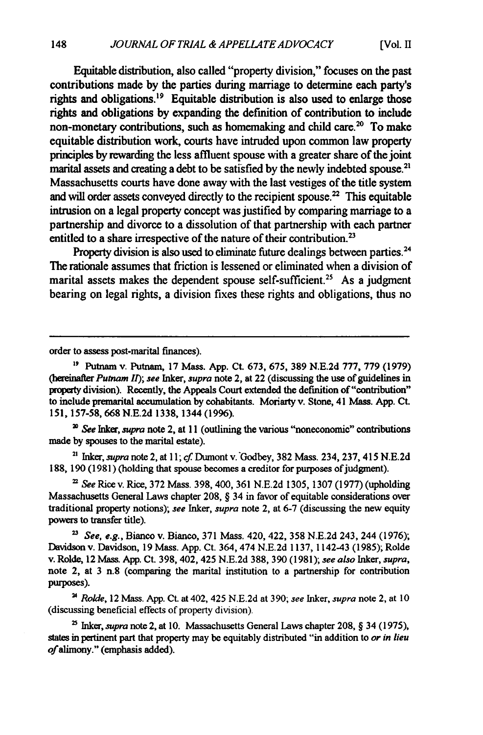Equitable distribution, also called "property division," focuses on the past contributions made by the parties during marriage to determine each party's rights and obligations.[19] Equitable distribution is also used to enlarge those rights and obligations by expanding the definition of contribution to include non-monetary contributions, such as homemaking and child care.[20] To make equitable distribution work, courts have intruded upon common law property principles by rewarding the less affluent spouse with a greater share of the joint marital assets and creating a debt to be satisfied by the newly indebted spouse.[21] Massachusetts courts have done away with the last vestiges of the title system and will order assets conveyed directly to the recipient spouse.[22] This equitable intrusion on a legal property concept was justified by comparing marriage to a partnership and divorce to a dissolution of that partnership with each partner entitled to a share irrespective of the nature of their contribution.[23]

Property division is also used to eliminate future dealings between parties.[24] The rationale assumes that friction is lessened or eliminated when a division of marital assets makes the dependent spouse self-sufficient.[25] As a judgment bearing on legal rights, a division fixes these rights and obligations, thus no

---

order to assess post-marital finances).

[19] Putnam v. Putnam, 17 Mass. App. Ct. 673, 675, 389 N.E.2d 777, 779 (1979) (hereinafter *Putnam II*); *see* Inker, *supra* note 2, at 22 (discussing the use of guidelines in property division). Recently, the Appeals Court extended the definition of "contribution" to include premarital accumulation by cohabitants. Moriarty v. Stone, 41 Mass. App. Ct. 151, 157-58, 668 N.E.2d 1338, 1344 (1996).

[20] *See* Inker, *supra* note 2, at 11 (outlining the various "noneconomic" contributions made by spouses to the marital estate).

[21] Inker, *supra* note 2, at 11; *cf.* Dumont v. Godbey, 382 Mass. 234, 237, 415 N.E.2d 188, 190 (1981) (holding that spouse becomes a creditor for purposes of judgment).

[22] *See* Rice v. Rice, 372 Mass. 398, 400, 361 N.E.2d 1305, 1307 (1977) (upholding Massachusetts General Laws chapter 208, § 34 in favor of equitable considerations over traditional property notions); *see* Inker, *supra* note 2, at 6-7 (discussing the new equity powers to transfer title).

[23] *See, e.g.*, Bianco v. Bianco, 371 Mass. 420, 422, 358 N.E.2d 243, 244 (1976); Davidson v. Davidson, 19 Mass. App. Ct. 364, 474 N.E.2d 1137, 1142-43 (1985); Rolde v. Rolde, 12 Mass. App. Ct. 398, 402, 425 N.E.2d 388, 390 (1981); *see also* Inker, *supra*, note 2, at 3 n.8 (comparing the marital institution to a partnership for contribution purposes).

[24] *Rolde*, 12 Mass. App. Ct. at 402, 425 N.E.2d at 390; *see* Inker, *supra* note 2, at 10 (discussing beneficial effects of property division).

[25] Inker, *supra* note 2, at 10. Massachusetts General Laws chapter 208, § 34 (1975), states in pertinent part that property may be equitably distributed "in addition to *or in lieu of* alimony." (emphasis added).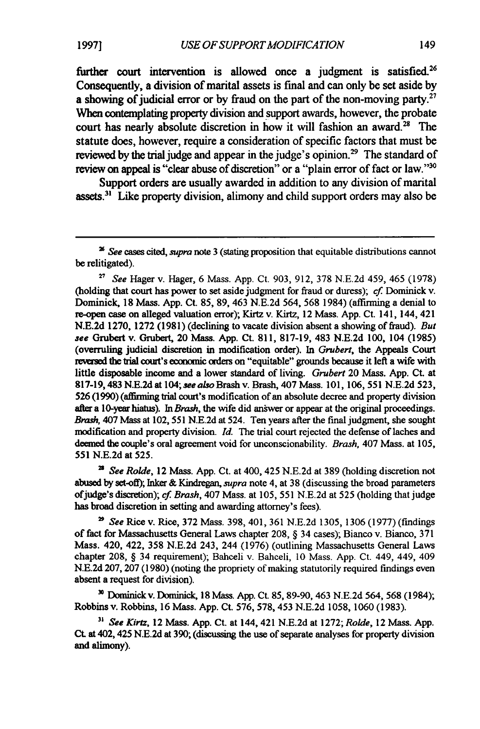further court intervention is allowed once a judgment is satisfied.[26] Consequently, a division of marital assets is final and can only be set aside by a showing of judicial error or by fraud on the part of the non-moving party.[27] When contemplating property division and support awards, however, the probate court has nearly absolute discretion in how it will fashion an award.[28] The statute does, however, require a consideration of specific factors that must be reviewed by the trial judge and appear in the judge's opinion.[29] The standard of review on appeal is "clear abuse of discretion" or a "plain error of fact or law."[30]

Support orders are usually awarded in addition to any division of marital assets.[31] Like property division, alimony and child support orders may also be

---

[26] *See* cases cited, *supra* note 3 (stating proposition that equitable distributions cannot be relitigated).

[27] *See* Hager v. Hager, 6 Mass. App. Ct. 903, 912, 378 N.E.2d 459, 465 (1978) (holding that court has power to set aside judgment for fraud or duress); *cf.* Dominick v. Dominick, 18 Mass. App. Ct. 85, 89, 463 N.E.2d 564, 568 1984) (affirming a denial to re-open case on alleged valuation error); Kirtz v. Kirtz, 12 Mass. App. Ct. 141, 144, 421 N.E.2d 1270, 1272 (1981) (declining to vacate division absent a showing of fraud). *But see* Grubert v. Grubert, 20 Mass. App. Ct. 811, 817-19, 483 N.E.2d 100, 104 (1985) (overruling judicial discretion in modification order). In *Grubert*, the Appeals Court reversed the trial court's economic orders on "equitable" grounds because it left a wife with little disposable income and a lower standard of living. *Grubert* 20 Mass. App. Ct. at 817-19, 483 N.E.2d at 104; *see also* Brash v. Brash, 407 Mass. 101, 106, 551 N.E.2d 523, 526 (1990) (affirming trial court's modification of an absolute decree and property division after a 10-year hiatus). In *Brash*, the wife did answer or appear at the original proceedings. *Brash*, 407 Mass at 102, 551 N.E.2d at 524. Ten years after the final judgment, she sought modification and property division. *Id.* The trial court rejected the defense of laches and deemed the couple's oral agreement void for unconscionability. *Brash*, 407 Mass. at 105, 551 N.E.2d at 525.

[28] *See Rolde*, 12 Mass. App. Ct. at 400, 425 N.E.2d at 389 (holding discretion not abused by set-off); Inker & Kindregan, *supra* note 4, at 38 (discussing the broad parameters of judge's discretion); *cf. Brash*, 407 Mass. at 105, 551 N.E.2d at 525 (holding that judge has broad discretion in setting and awarding attorney's fees).

[29] *See* Rice v. Rice, 372 Mass. 398, 401, 361 N.E.2d 1305, 1306 (1977) (findings of fact for Massachusetts General Laws chapter 208, § 34 cases); Bianco v. Bianco, 371 Mass. 420, 422, 358 N.E.2d 243, 244 (1976) (outlining Massachusetts General Laws chapter 208, § 34 requirement); Bahceli v. Bahceli, 10 Mass. App. Ct. 449, 449, 409 N.E.2d 207, 207 (1980) (noting the propriety of making statutorily required findings even absent a request for division).

[30] Dominick v. Dominick, 18 Mass. App. Ct. 85, 89-90, 463 N.E.2d 564, 568 (1984); Robbins v. Robbins, 16 Mass. App. Ct. 576, 578, 453 N.E.2d 1058, 1060 (1983).

[31] *See Kirtz*, 12 Mass. App. Ct. at 144, 421 N.E.2d at 1272; *Rolde*, 12 Mass. App. Ct. at 402, 425 N.E.2d at 390; (discussing the use of separate analyses for property division and alimony).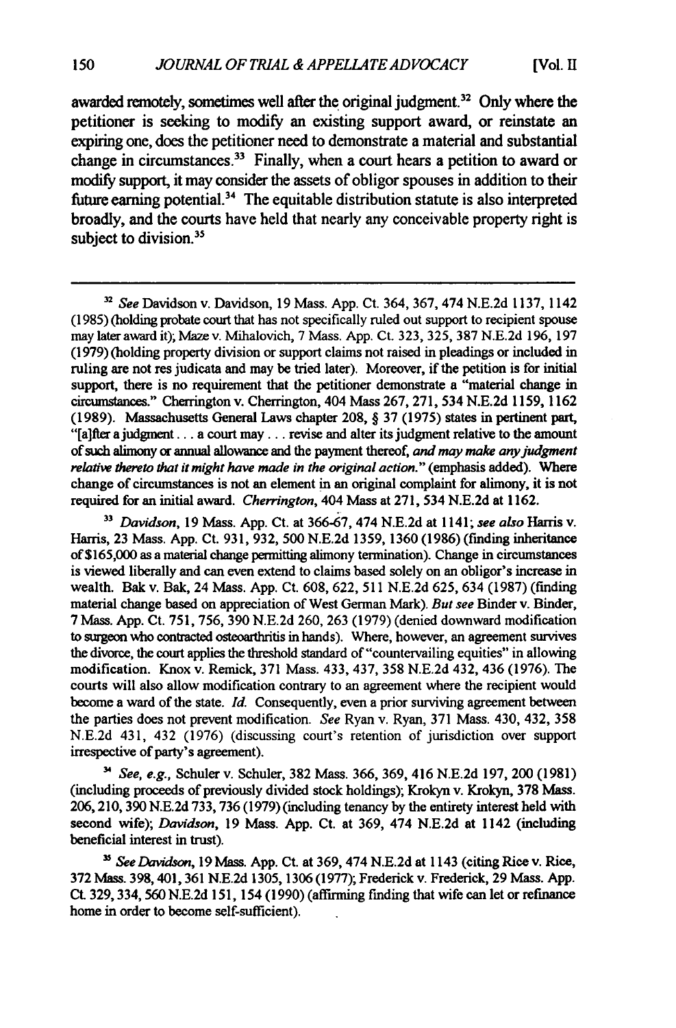awarded remotely, sometimes well after the original judgment.[32] Only where the petitioner is seeking to modify an existing support award, or reinstate an expiring one, does the petitioner need to demonstrate a material and substantial change in circumstances.[33] Finally, when a court hears a petition to award or modify support, it may consider the assets of obligor spouses in addition to their future earning potential.[34] The equitable distribution statute is also interpreted broadly, and the courts have held that nearly any conceivable property right is subject to division.[35]

---

[32] *See* Davidson v. Davidson, 19 Mass. App. Ct. 364, 367, 474 N.E.2d 1137, 1142 (1985) (holding probate court that has not specifically ruled out support to recipient spouse may later award it); Maze v. Mihalovich, 7 Mass. App. Ct. 323, 325, 387 N.E.2d 196, 197 (1979) (holding property division or support claims not raised in pleadings or included in ruling are not res judicata and may be tried later). Moreover, if the petition is for initial support, there is no requirement that the petitioner demonstrate a "material change in circumstances." Cherrington v. Cherrington, 404 Mass 267, 271, 534 N.E.2d 1159, 1162 (1989). Massachusetts General Laws chapter 208, § 37 (1975) states in pertinent part, "[a]fter a judgment . . . a court may . . . revise and alter its judgment relative to the amount of such alimony or annual allowance and the payment thereof, ***and may make any judgment relative thereto that it might have made in the original action.***" (emphasis added). Where change of circumstances is not an element in an original complaint for alimony, it is not required for an initial award. *Cherrington*, 404 Mass at 271, 534 N.E.2d at 1162.

[33] *Davidson*, 19 Mass. App. Ct. at 366-67, 474 N.E.2d at 1141; *see also* Harris v. Harris, 23 Mass. App. Ct. 931, 932, 500 N.E.2d 1359, 1360 (1986) (finding inheritance of $165,000 as a material change permitting alimony termination). Change in circumstances is viewed liberally and can even extend to claims based solely on an obligor's increase in wealth. Bak v. Bak, 24 Mass. App. Ct. 608, 622, 511 N.E.2d 625, 634 (1987) (finding material change based on appreciation of West German Mark). *But see* Binder v. Binder, 7 Mass. App. Ct. 751, 756, 390 N.E.2d 260, 263 (1979) (denied downward modification to surgeon who contracted osteoarthritis in hands). Where, however, an agreement survives the divorce, the court applies the threshold standard of "countervailing equities" in allowing modification. Knox v. Remick, 371 Mass. 433, 437, 358 N.E.2d 432, 436 (1976). The courts will also allow modification contrary to an agreement where the recipient would become a ward of the state. *Id.* Consequently, even a prior surviving agreement between the parties does not prevent modification. *See* Ryan v. Ryan, 371 Mass. 430, 432, 358 N.E.2d 431, 432 (1976) (discussing court's retention of jurisdiction over support irrespective of party's agreement).

[34] *See, e.g.*, Schuler v. Schuler, 382 Mass. 366, 369, 416 N.E.2d 197, 200 (1981) (including proceeds of previously divided stock holdings); Krokyn v. Krokyn, 378 Mass. 206, 210, 390 N.E.2d 733, 736 (1979) (including tenancy by the entirety interest held with second wife); *Davidson*, 19 Mass. App. Ct. at 369, 474 N.E.2d at 1142 (including beneficial interest in trust).

[35] *See Davidson*, 19 Mass. App. Ct. at 369, 474 N.E.2d at 1143 (citing Rice v. Rice, 372 Mass. 398, 401, 361 N.E.2d 1305, 1306 (1977); Frederick v. Frederick, 29 Mass. App. Ct. 329, 334, 560 N.E.2d 151, 154 (1990) (affirming finding that wife can let or refinance home in order to become self-sufficient).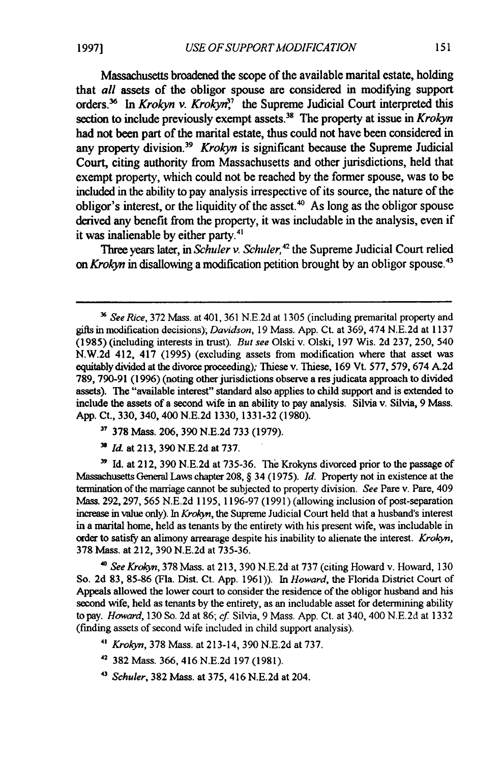Massachusetts broadened the scope of the available marital estate, holding that *all* assets of the obligor spouse are considered in modifying support orders.[36] In *Krokyn v. Krokyn*,[37] the Supreme Judicial Court interpreted this section to include previously exempt assets.[38] The property at issue in *Krokyn* had not been part of the marital estate, thus could not have been considered in any property division.[39] *Krokyn* is significant because the Supreme Judicial Court, citing authority from Massachusetts and other jurisdictions, held that exempt property, which could not be reached by the former spouse, was to be included in the ability to pay analysis irrespective of its source, the nature of the obligor's interest, or the liquidity of the asset.[40] As long as the obligor spouse derived any benefit from the property, it was includable in the analysis, even if it was inalienable by either party.[41]

Three years later, in *Schuler v. Schuler*,[42] the Supreme Judicial Court relied on *Krokyn* in disallowing a modification petition brought by an obligor spouse.[43]

---

[36] *See Rice*, 372 Mass. at 401, 361 N.E.2d at 1305 (including premarital property and gifts in modification decisions); *Davidson*, 19 Mass. App. Ct. at 369, 474 N.E.2d at 1137 (1985) (including interests in trust). *But see* Olski v. Olski, 197 Wis. 2d 237, 250, 540 N.W.2d 412, 417 (1995) (excluding assets from modification where that asset was equitably divided at the divorce proceeding); Thiese v. Thiese, 169 Vt. 577, 579, 674 A.2d 789, 790-91 (1996) (noting other jurisdictions observe a res judicata approach to divided assets). The "available interest" standard also applies to child support and is extended to include the assets of a second wife in an ability to pay analysis. Silvia v. Silvia, 9 Mass. App. Ct., 330, 340, 400 N.E.2d 1330, 1331-32 (1980).

[37] 378 Mass. 206, 390 N.E.2d 733 (1979).

[38] *Id.* at 213, 390 N.E.2d at 737.

[39] Id. at 212, 390 N.E.2d at 735-36. The Krokyns divorced prior to the passage of Massachusetts General Laws chapter 208, § 34 (1975). *Id.* Property not in existence at the termination of the marriage cannot be subjected to property division. *See* Pare v. Pare, 409 Mass. 292, 297, 565 N.E.2d 1195, 1196-97 (1991) (allowing inclusion of post-separation increase in value only). In *Krokyn*, the Supreme Judicial Court held that a husband's interest in a marital home, held as tenants by the entirety with his present wife, was includable in order to satisfy an alimony arrearage despite his inability to alienate the interest. *Krokyn*, 378 Mass. at 212, 390 N.E.2d at 735-36.

[40] *See Krokyn*, 378 Mass. at 213, 390 N.E.2d at 737 (citing Howard v. Howard, 130 So. 2d 83, 85-86 (Fla. Dist. Ct. App. 1961)). In *Howard*, the Florida District Court of Appeals allowed the lower court to consider the residence of the obligor husband and his second wife, held as tenants by the entirety, as an includable asset for determining ability to pay. *Howard*, 130 So. 2d at 86; *cf.* Silvia, 9 Mass. App. Ct. at 340, 400 N.E.2d at 1332 (finding assets of second wife included in child support analysis).

[41] *Krokyn*, 378 Mass. at 213-14, 390 N.E.2d at 737.

[42] 382 Mass. 366, 416 N.E.2d 197 (1981).

[43] *Schuler*, 382 Mass. at 375, 416 N.E.2d at 204.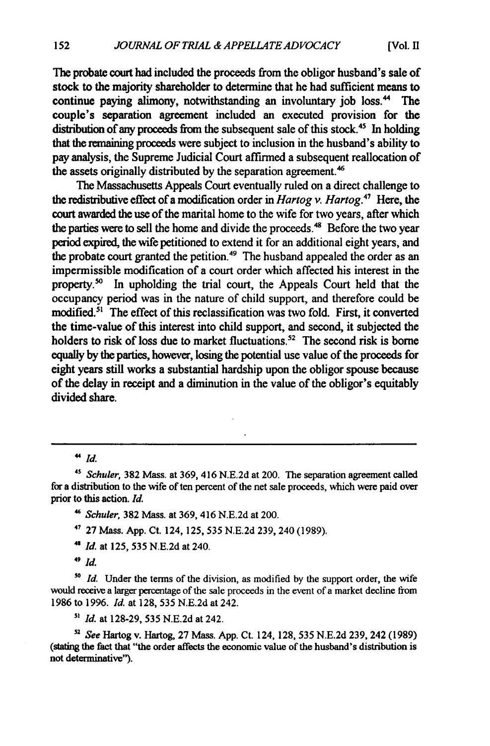The probate court had included the proceeds from the obligor husband's sale of stock to the majority shareholder to determine that he had sufficient means to continue paying alimony, notwithstanding an involuntary job loss.[44] The couple's separation agreement included an executed provision for the distribution of any proceeds from the subsequent sale of this stock.[45] In holding that the remaining proceeds were subject to inclusion in the husband's ability to pay analysis, the Supreme Judicial Court affirmed a subsequent reallocation of the assets originally distributed by the separation agreement.[46]

The Massachusetts Appeals Court eventually ruled on a direct challenge to the redistributive effect of a modification order in *Hartog v. Hartog*.[47] Here, the court awarded the use of the marital home to the wife for two years, after which the parties were to sell the home and divide the proceeds.[48] Before the two year period expired, the wife petitioned to extend it for an additional eight years, and the probate court granted the petition.[49] The husband appealed the order as an impermissible modification of a court order which affected his interest in the property.[50] In upholding the trial court, the Appeals Court held that the occupancy period was in the nature of child support, and therefore could be modified.[51] The effect of this reclassification was two fold. First, it converted the time-value of this interest into child support, and second, it subjected the holders to risk of loss due to market fluctuations.[52] The second risk is borne equally by the parties, however, losing the potential use value of the proceeds for eight years still works a substantial hardship upon the obligor spouse because of the delay in receipt and a diminution in the value of the obligor's equitably divided share.

---

[44] *Id.*

[45] *Schuler*, 382 Mass. at 369, 416 N.E.2d at 200. The separation agreement called for a distribution to the wife of ten percent of the net sale proceeds, which were paid over prior to this action. *Id.*

[46] *Schuler*, 382 Mass. at 369, 416 N.E.2d at 200.

[47] 27 Mass. App. Ct. 124, 125, 535 N.E.2d 239, 240 (1989).

[48] *Id.* at 125, 535 N.E.2d at 240.

[49] *Id.*

[50] *Id.* Under the terms of the division, as modified by the support order, the wife would receive a larger percentage of the sale proceeds in the event of a market decline from 1986 to 1996. *Id.* at 128, 535 N.E.2d at 242.

[51] *Id.* at 128-29, 535 N.E.2d at 242.

[52] *See* Hartog v. Hartog, 27 Mass. App. Ct. 124, 128, 535 N.E.2d 239, 242 (1989) (stating the fact that "the order affects the economic value of the husband's distribution is not determinative").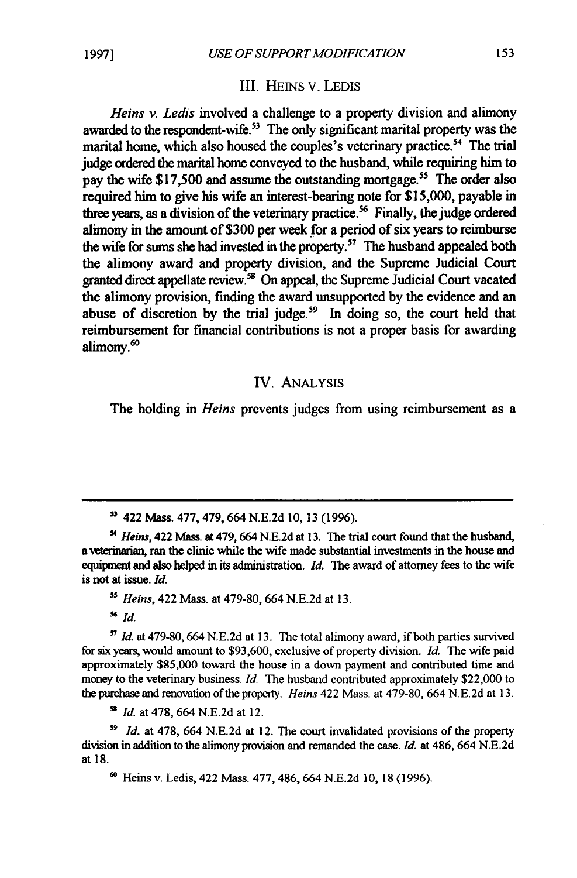## III. HEINS V. LEDIS

*Heins v. Ledis* involved a challenge to a property division and alimony awarded to the respondent-wife.[53] The only significant marital property was the marital home, which also housed the couples's veterinary practice.[54] The trial judge ordered the marital home conveyed to the husband, while requiring him to pay the wife $17,500 and assume the outstanding mortgage.[55] The order also required him to give his wife an interest-bearing note for $15,000, payable in three years, as a division of the veterinary practice.[56] Finally, the judge ordered alimony in the amount of $300 per week for a period of six years to reimburse the wife for sums she had invested in the property.[57] The husband appealed both the alimony award and property division, and the Supreme Judicial Court granted direct appellate review.[58] On appeal, the Supreme Judicial Court vacated the alimony provision, finding the award unsupported by the evidence and an abuse of discretion by the trial judge.[59] In doing so, the court held that reimbursement for financial contributions is not a proper basis for awarding alimony.[60]

## IV. ANALYSIS

The holding in *Heins* prevents judges from using reimbursement as a

---

[53] 422 Mass. 477, 479, 664 N.E.2d 10, 13 (1996).

[54] *Heins*, 422 Mass. at 479, 664 N.E.2d at 13. The trial court found that the husband, a veterinarian, ran the clinic while the wife made substantial investments in the house and equipment and also helped in its administration. *Id.* The award of attorney fees to the wife is not at issue. *Id.*

[55] *Heins*, 422 Mass. at 479-80, 664 N.E.2d at 13.

[56] *Id.*

[57] *Id.* at 479-80, 664 N.E.2d at 13. The total alimony award, if both parties survived for six years, would amount to $93,600, exclusive of property division. *Id.* The wife paid approximately $85,000 toward the house in a down payment and contributed time and money to the veterinary business. *Id.* The husband contributed approximately $22,000 to the purchase and renovation of the property. *Heins* 422 Mass. at 479-80, 664 N.E.2d at 13.

[58] *Id.* at 478, 664 N.E.2d at 12.

[59] *Id.* at 478, 664 N.E.2d at 12. The court invalidated provisions of the property division in addition to the alimony provision and remanded the case. *Id.* at 486, 664 N.E.2d at 18.

[60] Heins v. Ledis, 422 Mass. 477, 486, 664 N.E.2d 10, 18 (1996).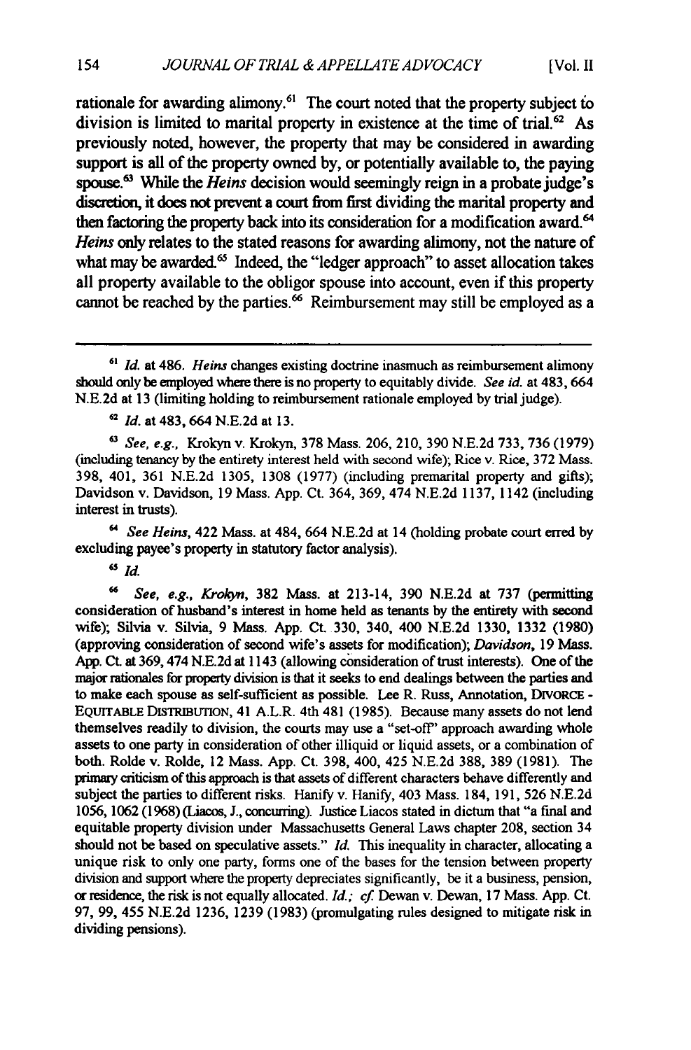rationale for awarding alimony.[61] The court noted that the property subject to division is limited to marital property in existence at the time of trial.[62] As previously noted, however, the property that may be considered in awarding support is all of the property owned by, or potentially available to, the paying spouse.[63] While the *Heins* decision would seemingly reign in a probate judge's discretion, it does not prevent a court from first dividing the marital property and then factoring the property back into its consideration for a modification award.[64] *Heins* only relates to the stated reasons for awarding alimony, not the nature of what may be awarded.[65] Indeed, the "ledger approach" to asset allocation takes all property available to the obligor spouse into account, even if this property cannot be reached by the parties.[66] Reimbursement may still be employed as a

---

[61] *Id.* at 486. *Heins* changes existing doctrine inasmuch as reimbursement alimony should only be employed where there is no property to equitably divide. *See id.* at 483, 664 N.E.2d at 13 (limiting holding to reimbursement rationale employed by trial judge).

[62] *Id.* at 483, 664 N.E.2d at 13.

[63] *See, e.g.,* Krokyn v. Krokyn, 378 Mass. 206, 210, 390 N.E.2d 733, 736 (1979) (including tenancy by the entirety interest held with second wife); Rice v. Rice, 372 Mass. 398, 401, 361 N.E.2d 1305, 1308 (1977) (including premarital property and gifts); Davidson v. Davidson, 19 Mass. App. Ct. 364, 369, 474 N.E.2d 1137, 1142 (including interest in trusts).

[64] *See Heins*, 422 Mass. at 484, 664 N.E.2d at 14 (holding probate court erred by excluding payee's property in statutory factor analysis).

[65] *Id.*

[66] *See, e.g., Krokyn*, 382 Mass. at 213-14, 390 N.E.2d at 737 (permitting consideration of husband's interest in home held as tenants by the entirety with second wife); Silvia v. Silvia, 9 Mass. App. Ct. 330, 340, 400 N.E.2d 1330, 1332 (1980) (approving consideration of second wife's assets for modification); *Davidson*, 19 Mass. App. Ct. at 369, 474 N.E.2d at 1143 (allowing consideration of trust interests). One of the major rationales for property division is that it seeks to end dealings between the parties and to make each spouse as self-sufficient as possible. Lee R. Russ, Annotation, DIVORCE - EQUITABLE DISTRIBUTION, 41 A.L.R. 4th 481 (1985). Because many assets do not lend themselves readily to division, the courts may use a "set-off" approach awarding whole assets to one party in consideration of other illiquid or liquid assets, or a combination of both. Rolde v. Rolde, 12 Mass. App. Ct. 398, 400, 425 N.E.2d 388, 389 (1981). The primary criticism of this approach is that assets of different characters behave differently and subject the parties to different risks. Hanify v. Hanify, 403 Mass. 184, 191, 526 N.E.2d 1056, 1062 (1968) (Liacos, J., concurring). Justice Liacos stated in dictum that "a final and equitable property division under Massachusetts General Laws chapter 208, section 34 should not be based on speculative assets." *Id.* This inequality in character, allocating a unique risk to only one party, forms one of the bases for the tension between property division and support where the property depreciates significantly, be it a business, pension, or residence, the risk is not equally allocated. *Id.*; *cf.* Dewan v. Dewan, 17 Mass. App. Ct. 97, 99, 455 N.E.2d 1236, 1239 (1983) (promulgating rules designed to mitigate risk in dividing pensions).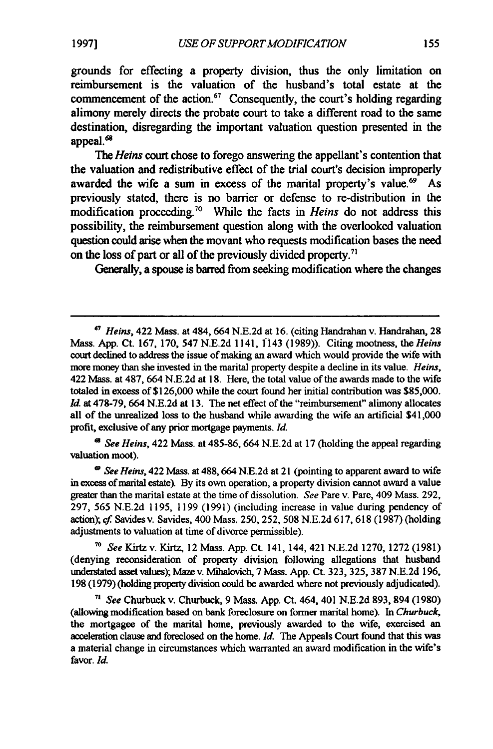grounds for effecting a property division, thus the only limitation on reimbursement is the valuation of the husband's total estate at the commencement of the action.[67] Consequently, the court's holding regarding alimony merely directs the probate court to take a different road to the same destination, disregarding the important valuation question presented in the appeal.[68]

The *Heins* court chose to forego answering the appellant's contention that the valuation and redistributive effect of the trial court's decision improperly awarded the wife a sum in excess of the marital property's value.[69] As previously stated, there is no barrier or defense to re-distribution in the modification proceeding.[70] While the facts in *Heins* do not address this possibility, the reimbursement question along with the overlooked valuation question could arise when the movant who requests modification bases the need on the loss of part or all of the previously divided property.[71]

Generally, a spouse is barred from seeking modification where the changes

---

[67] *Heins*, 422 Mass. at 484, 664 N.E.2d at 16. (citing Handrahan v. Handrahan, 28 Mass. App. Ct. 167, 170, 547 N.E.2d 1141, 1143 (1989)). Citing mootness, the *Heins* court declined to address the issue of making an award which would provide the wife with more money than she invested in the marital property despite a decline in its value. *Heins*, 422 Mass. at 487, 664 N.E.2d at 18. Here, the total value of the awards made to the wife totaled in excess of $126,000 while the court found her initial contribution was $85,000. *Id.* at 478-79, 664 N.E.2d at 13. The net effect of the "reimbursement" alimony allocates all of the unrealized loss to the husband while awarding the wife an artificial $41,000 profit, exclusive of any prior mortgage payments. *Id.*

[68] *See Heins*, 422 Mass. at 485-86, 664 N.E.2d at 17 (holding the appeal regarding valuation moot).

[69] *See Heins*, 422 Mass. at 488, 664 N.E.2d at 21 (pointing to apparent award to wife in excess of marital estate). By its own operation, a property division cannot award a value greater than the marital estate at the time of dissolution. *See* Pare v. Pare, 409 Mass. 292, 297, 565 N.E.2d 1195, 1199 (1991) (including increase in value during pendency of action); *cf.* Savides v. Savides, 400 Mass. 250, 252, 508 N.E.2d 617, 618 (1987) (holding adjustments to valuation at time of divorce permissible).

[70] *See* Kirtz v. Kirtz, 12 Mass. App. Ct. 141, 144, 421 N.E.2d 1270, 1272 (1981) (denying reconsideration of property division following allegations that husband understated asset values); Maze v. Mihalovich, 7 Mass. App. Ct. 323, 325, 387 N.E.2d 196, 198 (1979) (holding property division could be awarded where not previously adjudicated).

[71] *See* Churbuck v. Churbuck, 9 Mass. App. Ct. 464, 401 N.E.2d 893, 894 (1980) (allowing modification based on bank foreclosure on former marital home). In *Churbuck*, the mortgagee of the marital home, previously awarded to the wife, exercised an acceleration clause and foreclosed on the home. *Id.* The Appeals Court found that this was a material change in circumstances which warranted an award modification in the wife's favor. *Id.*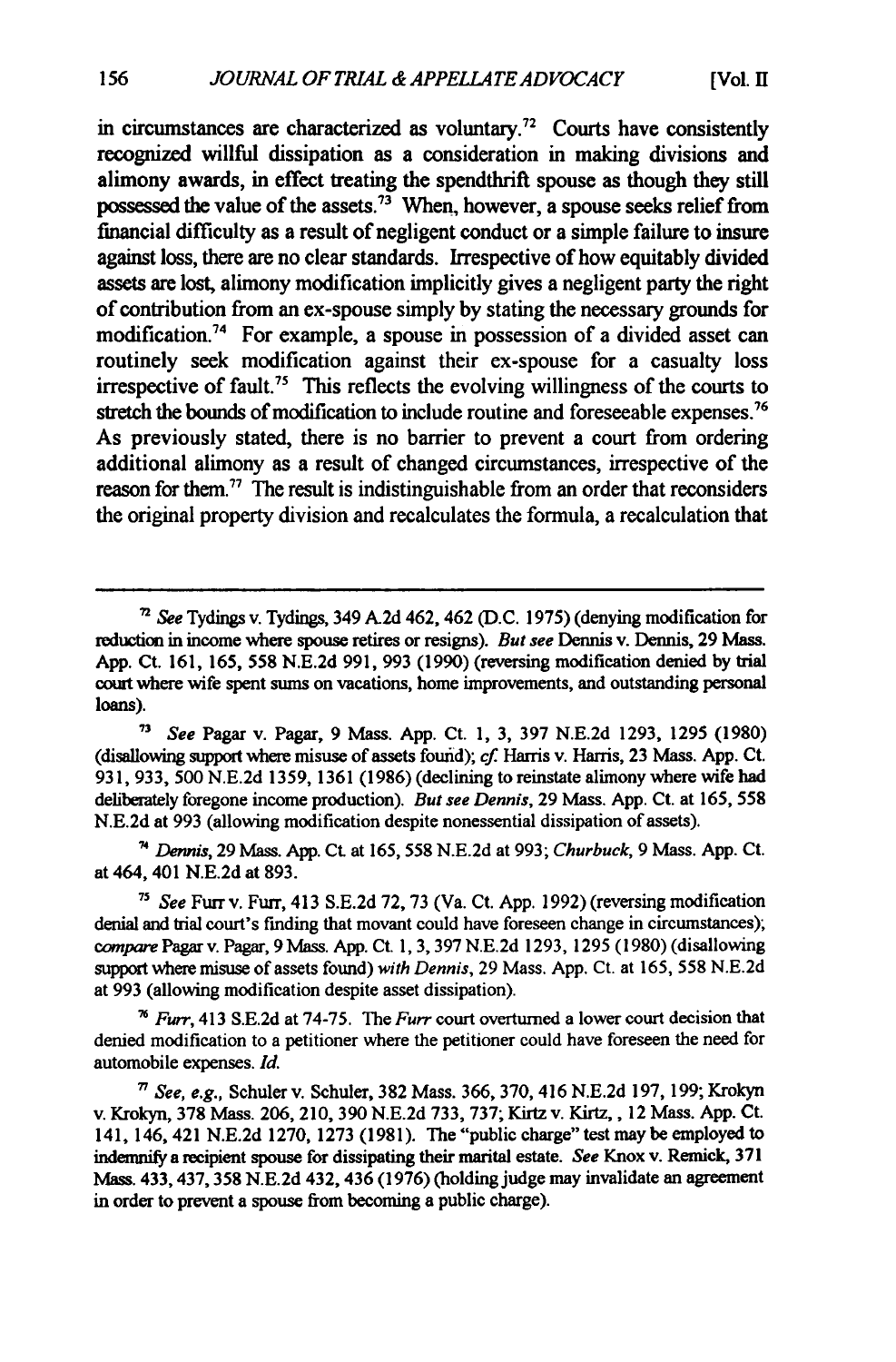in circumstances are characterized as voluntary.[72] Courts have consistently recognized willful dissipation as a consideration in making divisions and alimony awards, in effect treating the spendthrift spouse as though they still possessed the value of the assets.[73] When, however, a spouse seeks relief from financial difficulty as a result of negligent conduct or a simple failure to insure against loss, there are no clear standards. Irrespective of how equitably divided assets are lost, alimony modification implicitly gives a negligent party the right of contribution from an ex-spouse simply by stating the necessary grounds for modification.[74] For example, a spouse in possession of a divided asset can routinely seek modification against their ex-spouse for a casualty loss irrespective of fault.[75] This reflects the evolving willingness of the courts to stretch the bounds of modification to include routine and foreseeable expenses.[76] As previously stated, there is no barrier to prevent a court from ordering additional alimony as a result of changed circumstances, irrespective of the reason for them.[77] The result is indistinguishable from an order that reconsiders the original property division and recalculates the formula, a recalculation that

---

[72] *See* Tydings v. Tydings, 349 A.2d 462, 462 (D.C. 1975) (denying modification for reduction in income where spouse retires or resigns). *But see* Dennis v. Dennis, 29 Mass. App. Ct. 161, 165, 558 N.E.2d 991, 993 (1990) (reversing modification denied by trial court where wife spent sums on vacations, home improvements, and outstanding personal loans).

[73] *See* Pagar v. Pagar, 9 Mass. App. Ct. 1, 3, 397 N.E.2d 1293, 1295 (1980) (disallowing support where misuse of assets found); *cf.* Harris v. Harris, 23 Mass. App. Ct. 931, 933, 500 N.E.2d 1359, 1361 (1986) (declining to reinstate alimony where wife had deliberately foregone income production). *But see Dennis*, 29 Mass. App. Ct. at 165, 558 N.E.2d at 993 (allowing modification despite nonessential dissipation of assets).

[74] *Dennis*, 29 Mass. App. Ct. at 165, 558 N.E.2d at 993; *Churbuck*, 9 Mass. App. Ct. at 464, 401 N.E.2d at 893.

[75] *See* Furr v. Furr, 413 S.E.2d 72, 73 (Va. Ct. App. 1992) (reversing modification denial and trial court's finding that movant could have foreseen change in circumstances); *compare* Pagar v. Pagar, 9 Mass. App. Ct. 1, 3, 397 N.E.2d 1293, 1295 (1980) (disallowing support where misuse of assets found) *with Dennis*, 29 Mass. App. Ct. at 165, 558 N.E.2d at 993 (allowing modification despite asset dissipation).

[76] *Furr*, 413 S.E.2d at 74-75. The *Furr* court overturned a lower court decision that denied modification to a petitioner where the petitioner could have foreseen the need for automobile expenses. *Id.*

[77] *See, e.g.*, Schuler v. Schuler, 382 Mass. 366, 370, 416 N.E.2d 197, 199; Krokyn v. Krokyn, 378 Mass. 206, 210, 390 N.E.2d 733, 737; Kirtz v. Kirtz, , 12 Mass. App. Ct. 141, 146, 421 N.E.2d 1270, 1273 (1981). The "public charge" test may be employed to indemnify a recipient spouse for dissipating their marital estate. *See* Knox v. Remick, 371 Mass. 433, 437, 358 N.E.2d 432, 436 (1976) (holding judge may invalidate an agreement in order to prevent a spouse from becoming a public charge).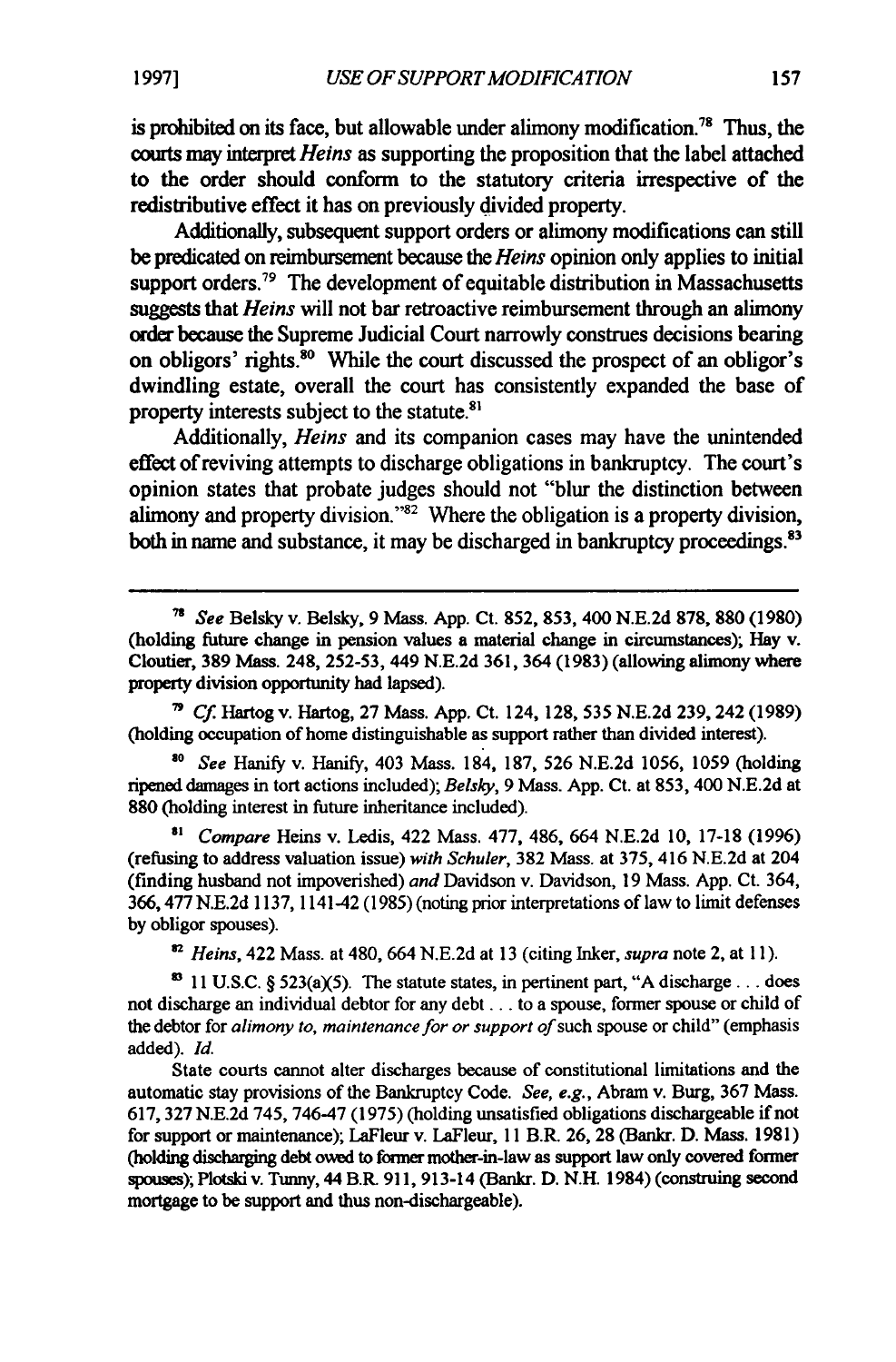is prohibited on its face, but allowable under alimony modification.[78] Thus, the courts may interpret *Heins* as supporting the proposition that the label attached to the order should conform to the statutory criteria irrespective of the redistributive effect it has on previously divided property.

Additionally, subsequent support orders or alimony modifications can still be predicated on reimbursement because the *Heins* opinion only applies to initial support orders.[79] The development of equitable distribution in Massachusetts suggests that *Heins* will not bar retroactive reimbursement through an alimony order because the Supreme Judicial Court narrowly construes decisions bearing on obligors' rights.[80] While the court discussed the prospect of an obligor's dwindling estate, overall the court has consistently expanded the base of property interests subject to the statute.[81]

Additionally, *Heins* and its companion cases may have the unintended effect of reviving attempts to discharge obligations in bankruptcy. The court's opinion states that probate judges should not "blur the distinction between alimony and property division."[82] Where the obligation is a property division, both in name and substance, it may be discharged in bankruptcy proceedings.[83]

---

[78] *See* Belsky v. Belsky, 9 Mass. App. Ct. 852, 853, 400 N.E.2d 878, 880 (1980) (holding future change in pension values a material change in circumstances); Hay v. Cloutier, 389 Mass. 248, 252-53, 449 N.E.2d 361, 364 (1983) (allowing alimony where property division opportunity had lapsed).

[79] *Cf.* Hartog v. Hartog, 27 Mass. App. Ct. 124, 128, 535 N.E.2d 239, 242 (1989) (holding occupation of home distinguishable as support rather than divided interest).

[80] *See* Hanify v. Hanify, 403 Mass. 184, 187, 526 N.E.2d 1056, 1059 (holding ripened damages in tort actions included); *Belsky*, 9 Mass. App. Ct. at 853, 400 N.E.2d at 880 (holding interest in future inheritance included).

[81] *Compare* Heins v. Ledis, 422 Mass. 477, 486, 664 N.E.2d 10, 17-18 (1996) (refusing to address valuation issue) *with Schuler*, 382 Mass. at 375, 416 N.E.2d at 204 (finding husband not impoverished) *and* Davidson v. Davidson, 19 Mass. App. Ct. 364, 366, 477 N.E.2d 1137, 1141-42 (1985) (noting prior interpretations of law to limit defenses by obligor spouses).

[82] *Heins*, 422 Mass. at 480, 664 N.E.2d at 13 (citing Inker, *supra* note 2, at 11).

[83] 11 U.S.C. § 523(a)(5). The statute states, in pertinent part, "A discharge . . . does not discharge an individual debtor for any debt . . . to a spouse, former spouse or child of the debtor for *alimony to, maintenance for or support of* such spouse or child" (emphasis added). *Id.*

State courts cannot alter discharges because of constitutional limitations and the automatic stay provisions of the Bankruptcy Code. *See, e.g.*, Abram v. Burg, 367 Mass. 617, 327 N.E.2d 745, 746-47 (1975) (holding unsatisfied obligations dischargeable if not for support or maintenance); LaFleur v. LaFleur, 11 B.R. 26, 28 (Bankr. D. Mass. 1981) (holding discharging debt owed to former mother-in-law as support law only covered former spouses); Plotski v. Tunny, 44 B.R. 911, 913-14 (Bankr. D. N.H. 1984) (construing second mortgage to be support and thus non-dischargeable).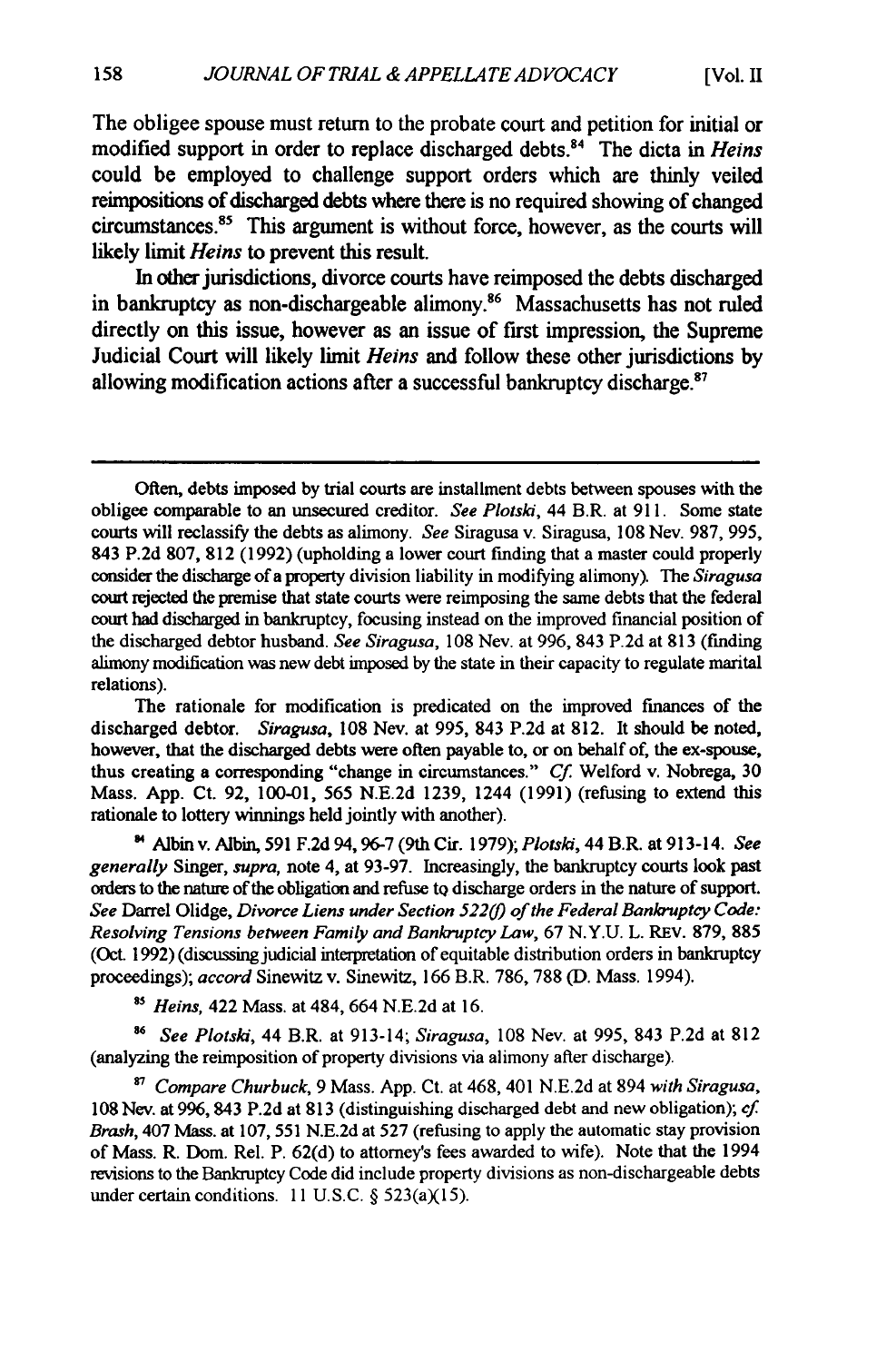The obligee spouse must return to the probate court and petition for initial or modified support in order to replace discharged debts.[84] The dicta in *Heins* could be employed to challenge support orders which are thinly veiled reimpositions of discharged debts where there is no required showing of changed circumstances.[85] This argument is without force, however, as the courts will likely limit *Heins* to prevent this result.

In other jurisdictions, divorce courts have reimposed the debts discharged in bankruptcy as non-dischargeable alimony.[86] Massachusetts has not ruled directly on this issue, however as an issue of first impression, the Supreme Judicial Court will likely limit *Heins* and follow these other jurisdictions by allowing modification actions after a successful bankruptcy discharge.[87]

---

Often, debts imposed by trial courts are installment debts between spouses with the obligee comparable to an unsecured creditor. *See Plotski*, 44 B.R. at 911. Some state courts will reclassify the debts as alimony. *See* Siragusa v. Siragusa, 108 Nev. 987, 995, 843 P.2d 807, 812 (1992) (upholding a lower court finding that a master could properly consider the discharge of a property division liability in modifying alimony). The *Siragusa* court rejected the premise that state courts were reimposing the same debts that the federal court had discharged in bankruptcy, focusing instead on the improved financial position of the discharged debtor husband. *See Siragusa*, 108 Nev. at 996, 843 P.2d at 813 (finding alimony modification was new debt imposed by the state in their capacity to regulate marital relations).

The rationale for modification is predicated on the improved finances of the discharged debtor. *Siragusa*, 108 Nev. at 995, 843 P.2d at 812. It should be noted, however, that the discharged debts were often payable to, or on behalf of, the ex-spouse, thus creating a corresponding "change in circumstances." *Cf.* Welford v. Nobrega, 30 Mass. App. Ct. 92, 100-01, 565 N.E.2d 1239, 1244 (1991) (refusing to extend this rationale to lottery winnings held jointly with another).

[84] Albin v. Albin, 591 F.2d 94, 96-7 (9th Cir. 1979); *Plotski*, 44 B.R. at 913-14. *See generally* Singer, *supra*, note 4, at 93-97. Increasingly, the bankruptcy courts look past orders to the nature of the obligation and refuse to discharge orders in the nature of support. *See* Darrel Olidge, *Divorce Liens under Section 522(f) of the Federal Bankruptcy Code: Resolving Tensions between Family and Bankruptcy Law*, 67 N.Y.U. L. REV. 879, 885 (Oct. 1992) (discussing judicial interpretation of equitable distribution orders in bankruptcy proceedings); *accord* Sinewitz v. Sinewitz, 166 B.R. 786, 788 (D. Mass. 1994).

[85] *Heins*, 422 Mass. at 484, 664 N.E.2d at 16.

[86] *See Plotski*, 44 B.R. at 913-14; *Siragusa*, 108 Nev. at 995, 843 P.2d at 812 (analyzing the reimposition of property divisions via alimony after discharge).

[87] *Compare Churbuck*, 9 Mass. App. Ct. at 468, 401 N.E.2d at 894 *with Siragusa*, 108 Nev. at 996, 843 P.2d at 813 (distinguishing discharged debt and new obligation); *cf. Brash*, 407 Mass. at 107, 551 N.E.2d at 527 (refusing to apply the automatic stay provision of Mass. R. Dom. Rel. P. 62(d) to attorney's fees awarded to wife). Note that the 1994 revisions to the Bankruptcy Code did include property divisions as non-dischargeable debts under certain conditions. 11 U.S.C. § 523(a)(15).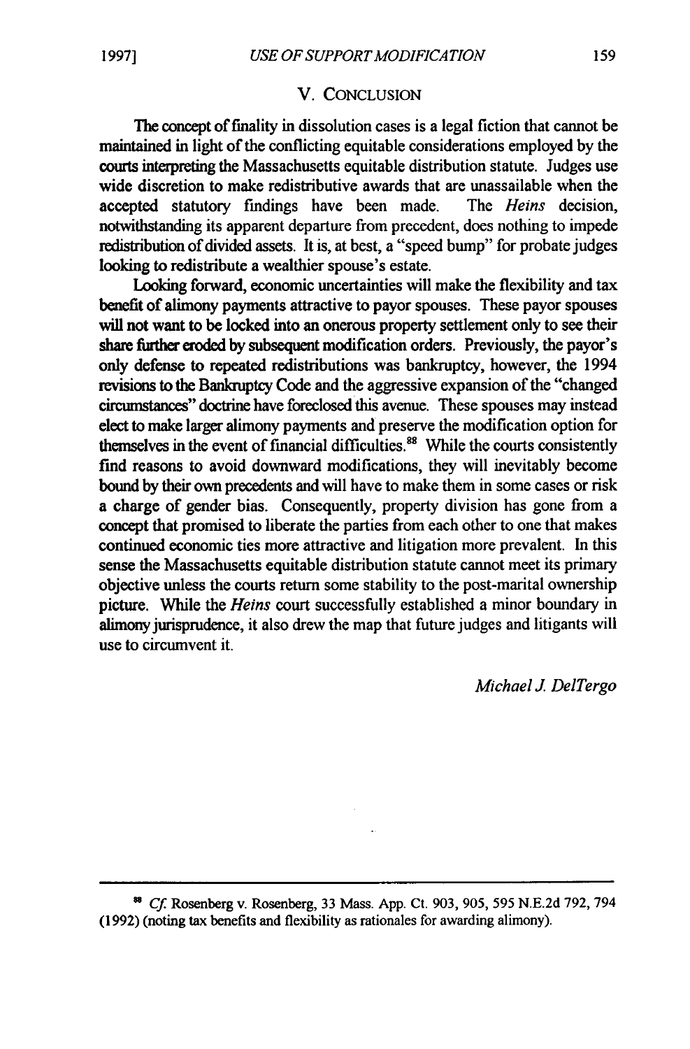## V. CONCLUSION

The concept of finality in dissolution cases is a legal fiction that cannot be maintained in light of the conflicting equitable considerations employed by the courts interpreting the Massachusetts equitable distribution statute. Judges use wide discretion to make redistributive awards that are unassailable when the accepted statutory findings have been made. The *Heins* decision, notwithstanding its apparent departure from precedent, does nothing to impede redistribution of divided assets. It is, at best, a "speed bump" for probate judges looking to redistribute a wealthier spouse's estate.

Looking forward, economic uncertainties will make the flexibility and tax benefit of alimony payments attractive to payor spouses. These payor spouses will not want to be locked into an onerous property settlement only to see their share further eroded by subsequent modification orders. Previously, the payor's only defense to repeated redistributions was bankruptcy, however, the 1994 revisions to the Bankruptcy Code and the aggressive expansion of the "changed circumstances" doctrine have foreclosed this avenue. These spouses may instead elect to make larger alimony payments and preserve the modification option for themselves in the event of financial difficulties.[88] While the courts consistently find reasons to avoid downward modifications, they will inevitably become bound by their own precedents and will have to make them in some cases or risk a charge of gender bias. Consequently, property division has gone from a concept that promised to liberate the parties from each other to one that makes continued economic ties more attractive and litigation more prevalent. In this sense the Massachusetts equitable distribution statute cannot meet its primary objective unless the courts return some stability to the post-marital ownership picture. While the *Heins* court successfully established a minor boundary in alimony jurisprudence, it also drew the map that future judges and litigants will use to circumvent it.

*Michael J. DelTergo*

---

[88] *Cf.* Rosenberg v. Rosenberg, 33 Mass. App. Ct. 903, 905, 595 N.E.2d 792, 794 (1992) (noting tax benefits and flexibility as rationales for awarding alimony).